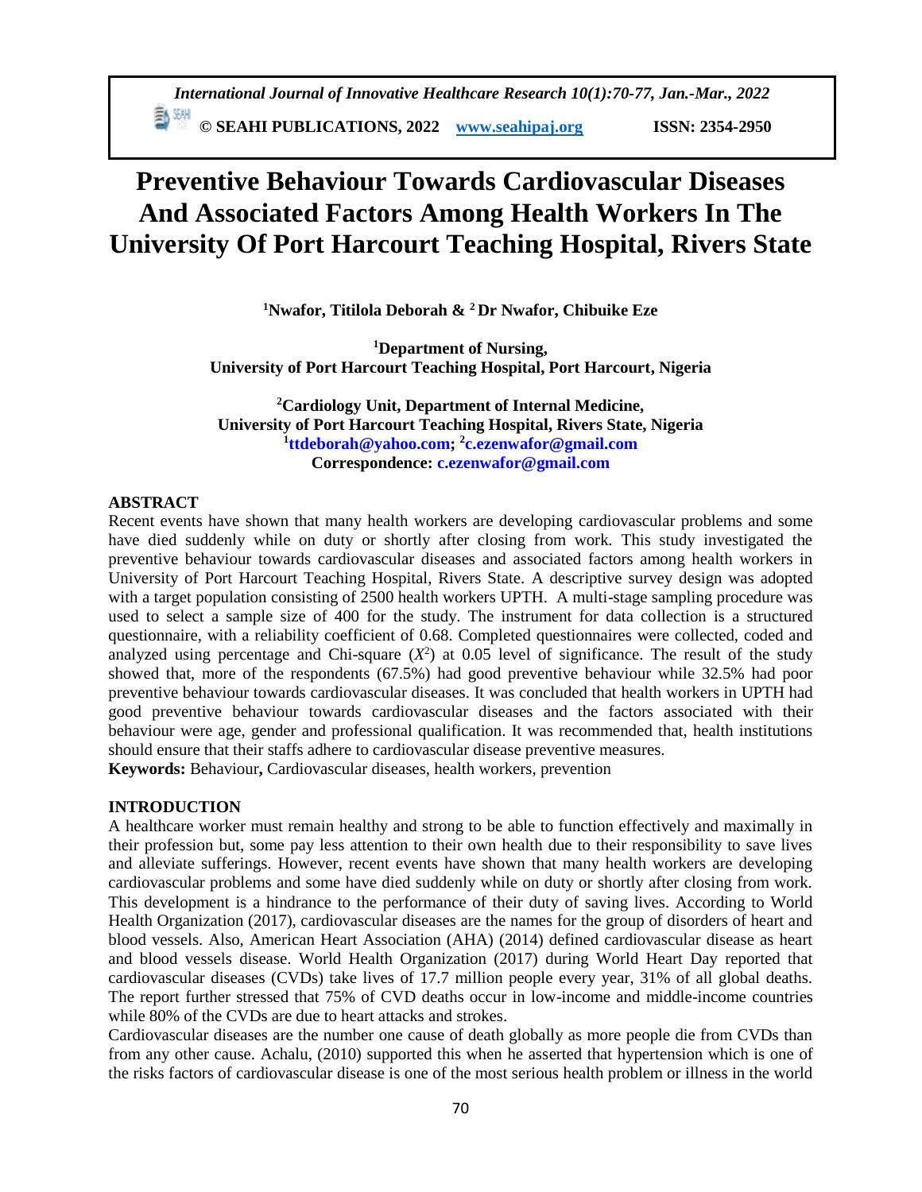# Preventive Behaviour Towards Cardiovascular Diseases And Associated Factors Among Health Workers In The University Of Port Harcourt Teaching Hospital, Rivers State

**[1]Nwafor, Titilola Deborah & [2] Dr Nwafor, Chibuike Eze**

**[1]Department of Nursing,**
**University of Port Harcourt Teaching Hospital, Port Harcourt, Nigeria**

**[2]Cardiology Unit, Department of Internal Medicine,**
**University of Port Harcourt Teaching Hospital, Rivers State, Nigeria**
**[1]ttdeborah@yahoo.com; [2]c.ezenwafor@gmail.com**
**Correspondence: c.ezenwafor@gmail.com**

## ABSTRACT

Recent events have shown that many health workers are developing cardiovascular problems and some have died suddenly while on duty or shortly after closing from work. This study investigated the preventive behaviour towards cardiovascular diseases and associated factors among health workers in University of Port Harcourt Teaching Hospital, Rivers State. A descriptive survey design was adopted with a target population consisting of 2500 health workers UPTH. A multi-stage sampling procedure was used to select a sample size of 400 for the study. The instrument for data collection is a structured questionnaire, with a reliability coefficient of 0.68. Completed questionnaires were collected, coded and analyzed using percentage and Chi-square ($X^2$) at 0.05 level of significance. The result of the study showed that, more of the respondents (67.5%) had good preventive behaviour while 32.5% had poor preventive behaviour towards cardiovascular diseases. It was concluded that health workers in UPTH had good preventive behaviour towards cardiovascular diseases and the factors associated with their behaviour were age, gender and professional qualification. It was recommended that, health institutions should ensure that their staffs adhere to cardiovascular disease preventive measures.

**Keywords:** Behaviour**,** Cardiovascular diseases, health workers, prevention

## INTRODUCTION

A healthcare worker must remain healthy and strong to be able to function effectively and maximally in their profession but, some pay less attention to their own health due to their responsibility to save lives and alleviate sufferings. However, recent events have shown that many health workers are developing cardiovascular problems and some have died suddenly while on duty or shortly after closing from work. This development is a hindrance to the performance of their duty of saving lives. According to World Health Organization (2017), cardiovascular diseases are the names for the group of disorders of heart and blood vessels. Also, American Heart Association (AHA) (2014) defined cardiovascular disease as heart and blood vessels disease. World Health Organization (2017) during World Heart Day reported that cardiovascular diseases (CVDs) take lives of 17.7 million people every year, 31% of all global deaths. The report further stressed that 75% of CVD deaths occur in low-income and middle-income countries while 80% of the CVDs are due to heart attacks and strokes.

Cardiovascular diseases are the number one cause of death globally as more people die from CVDs than from any other cause. Achalu, (2010) supported this when he asserted that hypertension which is one of the risks factors of cardiovascular disease is one of the most serious health problem or illness in the world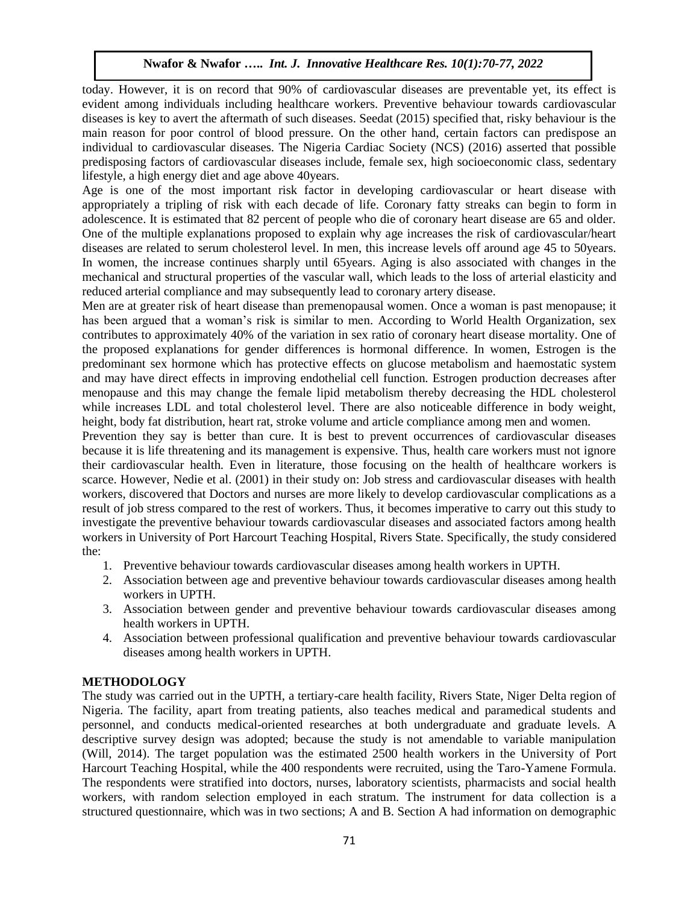today. However, it is on record that 90% of cardiovascular diseases are preventable yet, its effect is evident among individuals including healthcare workers. Preventive behaviour towards cardiovascular diseases is key to avert the aftermath of such diseases. Seedat (2015) specified that, risky behaviour is the main reason for poor control of blood pressure. On the other hand, certain factors can predispose an individual to cardiovascular diseases. The Nigeria Cardiac Society (NCS) (2016) asserted that possible predisposing factors of cardiovascular diseases include, female sex, high socioeconomic class, sedentary lifestyle, a high energy diet and age above 40years.

Age is one of the most important risk factor in developing cardiovascular or heart disease with appropriately a tripling of risk with each decade of life. Coronary fatty streaks can begin to form in adolescence. It is estimated that 82 percent of people who die of coronary heart disease are 65 and older. One of the multiple explanations proposed to explain why age increases the risk of cardiovascular/heart diseases are related to serum cholesterol level. In men, this increase levels off around age 45 to 50years. In women, the increase continues sharply until 65years. Aging is also associated with changes in the mechanical and structural properties of the vascular wall, which leads to the loss of arterial elasticity and reduced arterial compliance and may subsequently lead to coronary artery disease.

Men are at greater risk of heart disease than premenopausal women. Once a woman is past menopause; it has been argued that a woman's risk is similar to men. According to World Health Organization, sex contributes to approximately 40% of the variation in sex ratio of coronary heart disease mortality. One of the proposed explanations for gender differences is hormonal difference. In women, Estrogen is the predominant sex hormone which has protective effects on glucose metabolism and haemostatic system and may have direct effects in improving endothelial cell function. Estrogen production decreases after menopause and this may change the female lipid metabolism thereby decreasing the HDL cholesterol while increases LDL and total cholesterol level. There are also noticeable difference in body weight, height, body fat distribution, heart rat, stroke volume and article compliance among men and women.

Prevention they say is better than cure. It is best to prevent occurrences of cardiovascular diseases because it is life threatening and its management is expensive. Thus, health care workers must not ignore their cardiovascular health. Even in literature, those focusing on the health of healthcare workers is scarce. However, Nedie et al. (2001) in their study on: Job stress and cardiovascular diseases with health workers, discovered that Doctors and nurses are more likely to develop cardiovascular complications as a result of job stress compared to the rest of workers. Thus, it becomes imperative to carry out this study to investigate the preventive behaviour towards cardiovascular diseases and associated factors among health workers in University of Port Harcourt Teaching Hospital, Rivers State. Specifically, the study considered the:

1. Preventive behaviour towards cardiovascular diseases among health workers in UPTH.
2. Association between age and preventive behaviour towards cardiovascular diseases among health workers in UPTH.
3. Association between gender and preventive behaviour towards cardiovascular diseases among health workers in UPTH.
4. Association between professional qualification and preventive behaviour towards cardiovascular diseases among health workers in UPTH.

## METHODOLOGY

The study was carried out in the UPTH, a tertiary-care health facility, Rivers State, Niger Delta region of Nigeria. The facility, apart from treating patients, also teaches medical and paramedical students and personnel, and conducts medical-oriented researches at both undergraduate and graduate levels. A descriptive survey design was adopted; because the study is not amendable to variable manipulation (Will, 2014). The target population was the estimated 2500 health workers in the University of Port Harcourt Teaching Hospital, while the 400 respondents were recruited, using the Taro-Yamene Formula. The respondents were stratified into doctors, nurses, laboratory scientists, pharmacists and social health workers, with random selection employed in each stratum. The instrument for data collection is a structured questionnaire, which was in two sections; A and B. Section A had information on demographic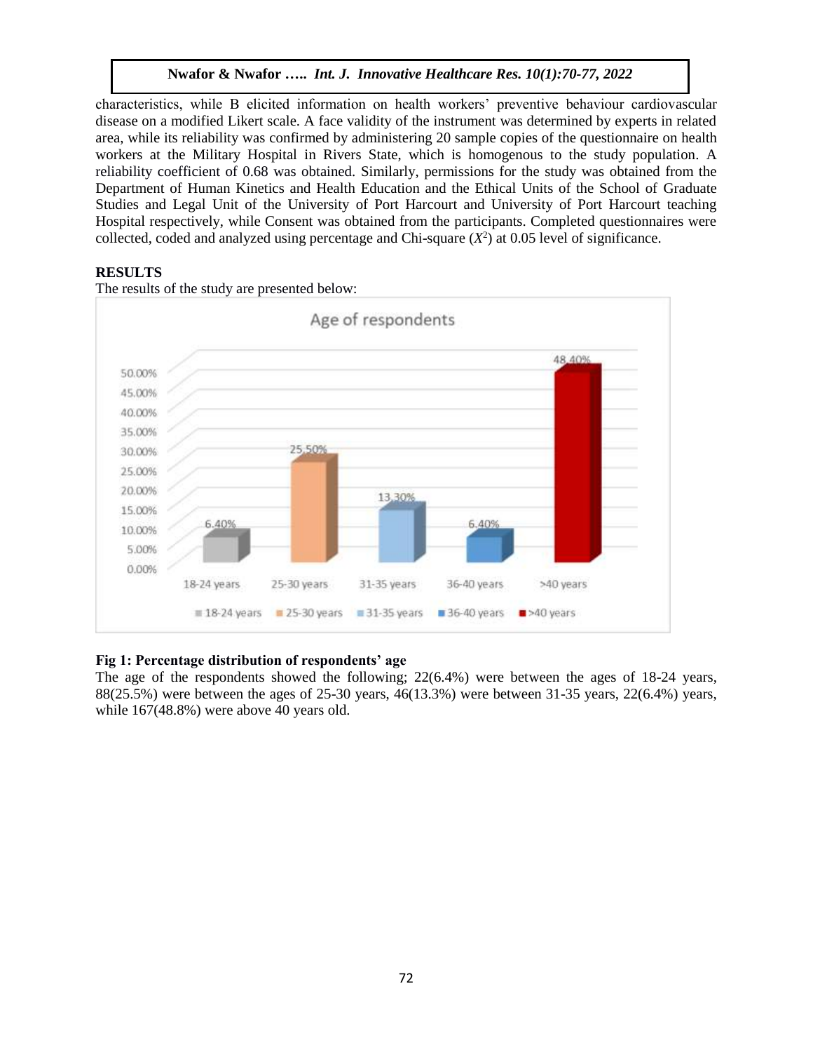characteristics, while B elicited information on health workers' preventive behaviour cardiovascular disease on a modified Likert scale. A face validity of the instrument was determined by experts in related area, while its reliability was confirmed by administering 20 sample copies of the questionnaire on health workers at the Military Hospital in Rivers State, which is homogenous to the study population. A reliability coefficient of 0.68 was obtained. Similarly, permissions for the study was obtained from the Department of Human Kinetics and Health Education and the Ethical Units of the School of Graduate Studies and Legal Unit of the University of Port Harcourt and University of Port Harcourt teaching Hospital respectively, while Consent was obtained from the participants. Completed questionnaires were collected, coded and analyzed using percentage and Chi-square ($X^2$) at 0.05 level of significance.

## RESULTS

The results of the study are presented below:

**Fig 1: Percentage distribution of respondents' age**

The age of the respondents showed the following; 22(6.4%) were between the ages of 18-24 years, 88(25.5%) were between the ages of 25-30 years, 46(13.3%) were between 31-35 years, 22(6.4%) years, while 167(48.8%) were above 40 years old.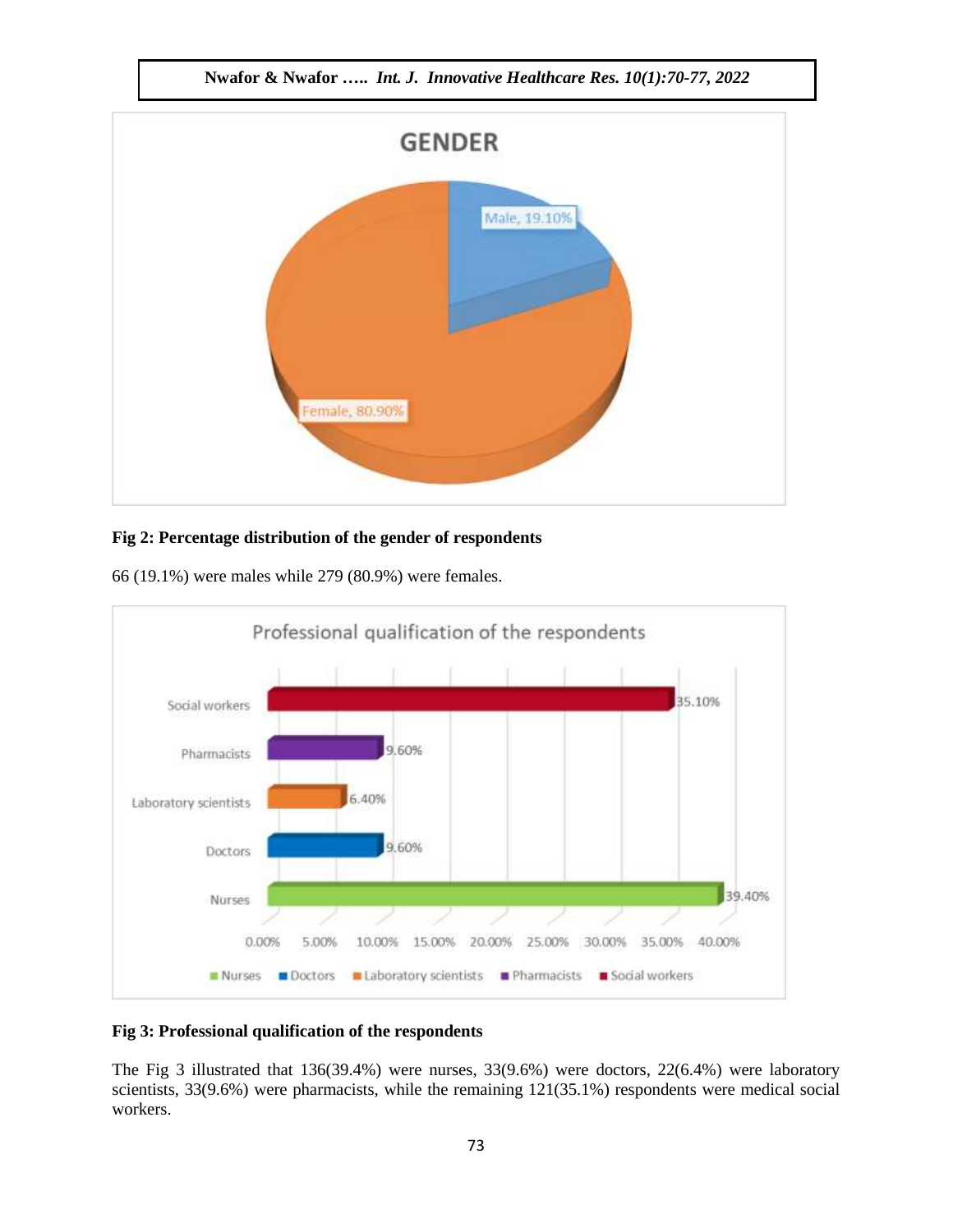**Fig 2: Percentage distribution of the gender of respondents**

66 (19.1%) were males while 279 (80.9%) were females.

**Fig 3: Professional qualification of the respondents**

The Fig 3 illustrated that 136(39.4%) were nurses, 33(9.6%) were doctors, 22(6.4%) were laboratory scientists, 33(9.6%) were pharmacists, while the remaining 121(35.1%) respondents were medical social workers.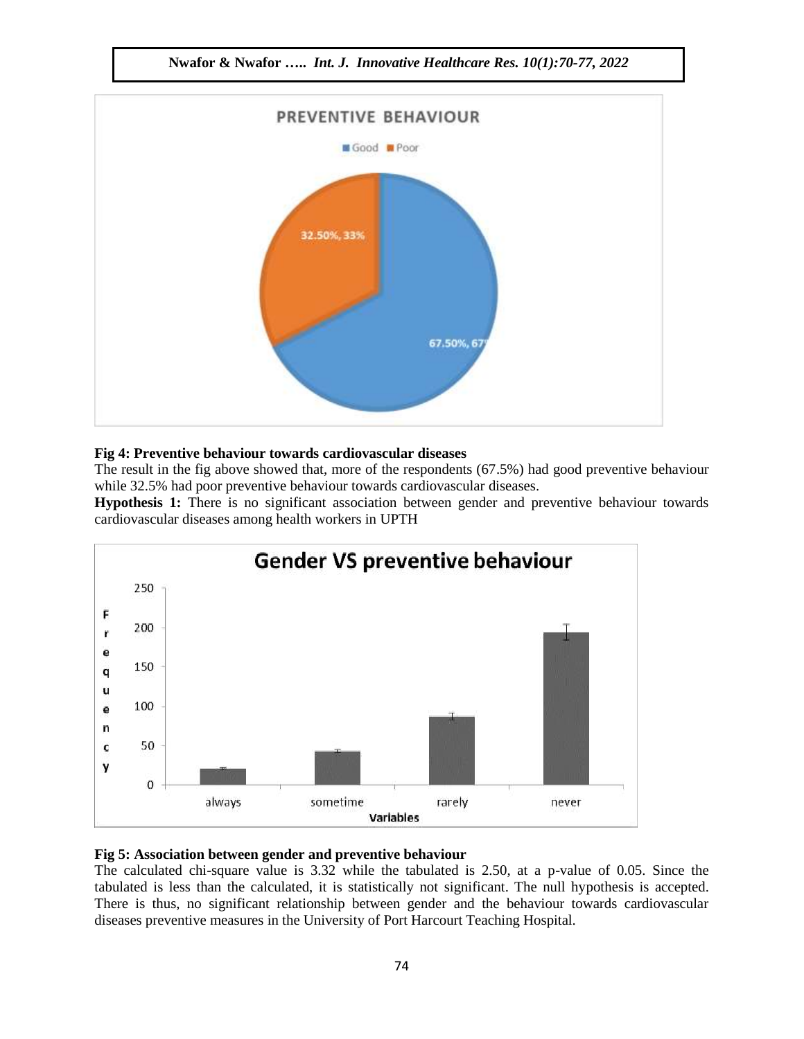**Fig 4: Preventive behaviour towards cardiovascular diseases**

The result in the fig above showed that, more of the respondents (67.5%) had good preventive behaviour while 32.5% had poor preventive behaviour towards cardiovascular diseases.

**Hypothesis 1:** There is no significant association between gender and preventive behaviour towards cardiovascular diseases among health workers in UPTH

**Fig 5: Association between gender and preventive behaviour**

The calculated chi-square value is 3.32 while the tabulated is 2.50, at a p-value of 0.05. Since the tabulated is less than the calculated, it is statistically not significant. The null hypothesis is accepted. There is thus, no significant relationship between gender and the behaviour towards cardiovascular diseases preventive measures in the University of Port Harcourt Teaching Hospital.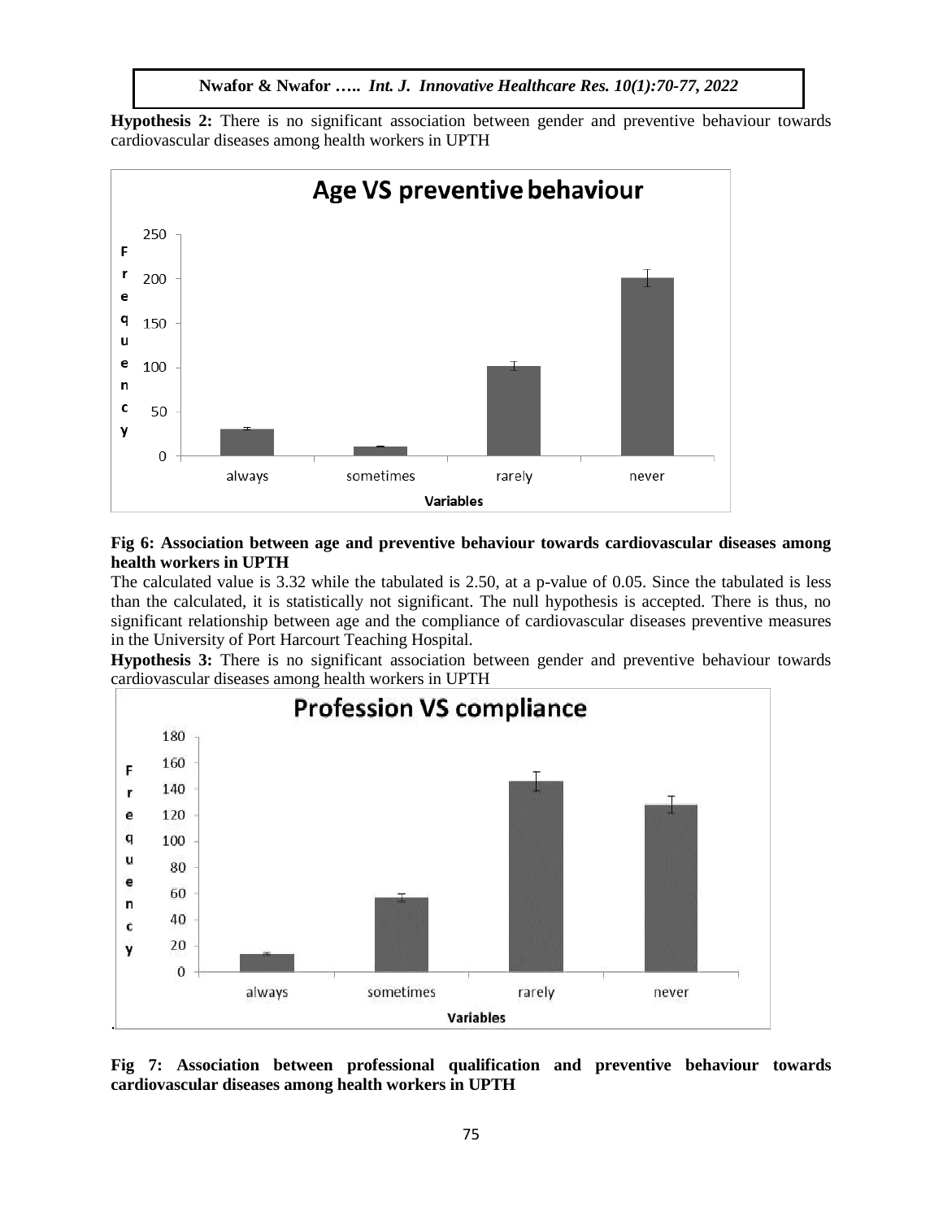**Hypothesis 2:** There is no significant association between gender and preventive behaviour towards cardiovascular diseases among health workers in UPTH

**Fig 6: Association between age and preventive behaviour towards cardiovascular diseases among health workers in UPTH**

The calculated value is 3.32 while the tabulated is 2.50, at a p-value of 0.05. Since the tabulated is less than the calculated, it is statistically not significant. The null hypothesis is accepted. There is thus, no significant relationship between age and the compliance of cardiovascular diseases preventive measures in the University of Port Harcourt Teaching Hospital.

**Hypothesis 3:** There is no significant association between gender and preventive behaviour towards cardiovascular diseases among health workers in UPTH

**Fig 7: Association between professional qualification and preventive behaviour towards cardiovascular diseases among health workers in UPTH**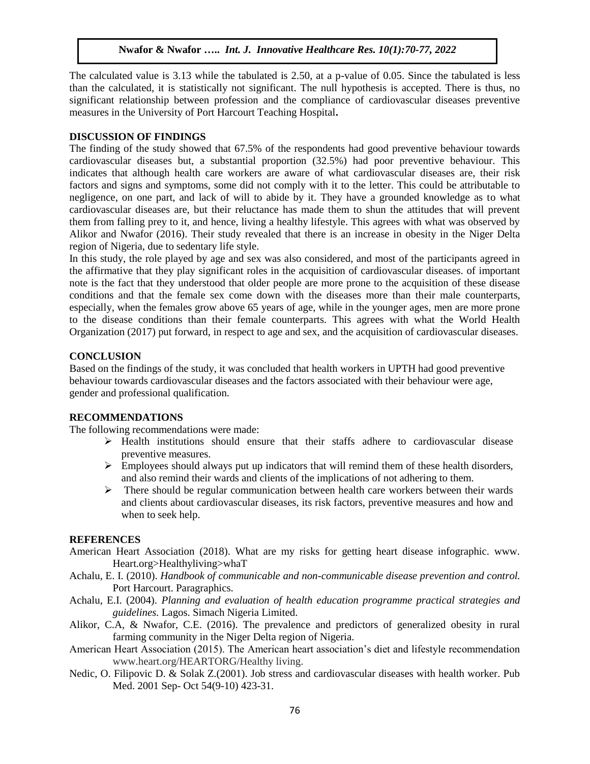The calculated value is 3.13 while the tabulated is 2.50, at a p-value of 0.05. Since the tabulated is less than the calculated, it is statistically not significant. The null hypothesis is accepted. There is thus, no significant relationship between profession and the compliance of cardiovascular diseases preventive measures in the University of Port Harcourt Teaching Hospital**.**

## DISCUSSION OF FINDINGS

The finding of the study showed that 67.5% of the respondents had good preventive behaviour towards cardiovascular diseases but, a substantial proportion (32.5%) had poor preventive behaviour. This indicates that although health care workers are aware of what cardiovascular diseases are, their risk factors and signs and symptoms, some did not comply with it to the letter. This could be attributable to negligence, on one part, and lack of will to abide by it. They have a grounded knowledge as to what cardiovascular diseases are, but their reluctance has made them to shun the attitudes that will prevent them from falling prey to it, and hence, living a healthy lifestyle. This agrees with what was observed by Alikor and Nwafor (2016). Their study revealed that there is an increase in obesity in the Niger Delta region of Nigeria, due to sedentary life style.

In this study, the role played by age and sex was also considered, and most of the participants agreed in the affirmative that they play significant roles in the acquisition of cardiovascular diseases. of important note is the fact that they understood that older people are more prone to the acquisition of these disease conditions and that the female sex come down with the diseases more than their male counterparts, especially, when the females grow above 65 years of age, while in the younger ages, men are more prone to the disease conditions than their female counterparts. This agrees with what the World Health Organization (2017) put forward, in respect to age and sex, and the acquisition of cardiovascular diseases.

## CONCLUSION

Based on the findings of the study, it was concluded that health workers in UPTH had good preventive behaviour towards cardiovascular diseases and the factors associated with their behaviour were age, gender and professional qualification.

## RECOMMENDATIONS

The following recommendations were made:

- Health institutions should ensure that their staffs adhere to cardiovascular disease preventive measures.
- Employees should always put up indicators that will remind them of these health disorders, and also remind their wards and clients of the implications of not adhering to them.
- There should be regular communication between health care workers between their wards and clients about cardiovascular diseases, its risk factors, preventive measures and how and when to seek help.

## REFERENCES

American Heart Association (2018). What are my risks for getting heart disease infographic. www. Heart.org>Healthyliving>whaT

Achalu, E. I. (2010). *Handbook of communicable and non-communicable disease prevention and control.* Port Harcourt. Paragraphics.

Achalu, E.I. (2004). *Planning and evaluation of health education programme practical strategies and guidelines*. Lagos. Simach Nigeria Limited.

Alikor, C.A, & Nwafor, C.E. (2016). The prevalence and predictors of generalized obesity in rural farming community in the Niger Delta region of Nigeria.

American Heart Association (2015). The American heart association's diet and lifestyle recommendation www.heart.org/HEARTORG/Healthy living.

Nedic, O. Filipovic D. & Solak Z.(2001). Job stress and cardiovascular diseases with health worker. Pub Med. 2001 Sep- Oct 54(9-10) 423-31.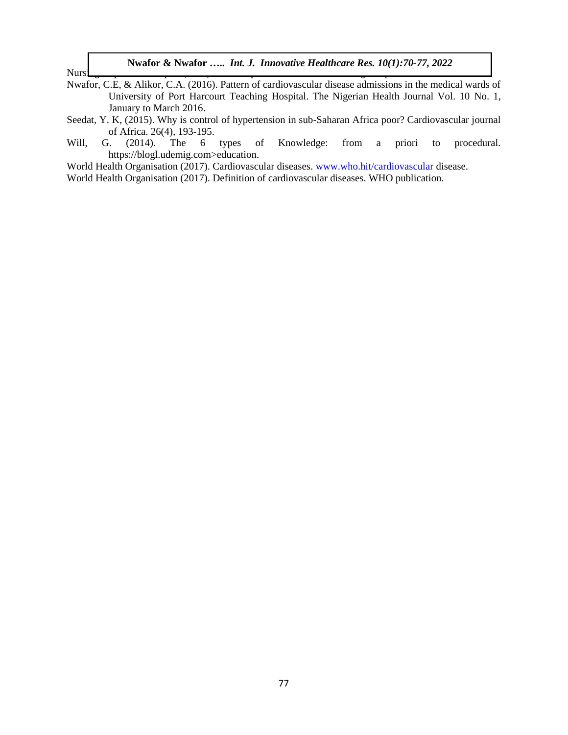Nurs

Nwafor, C.E, & Alikor, C.A. (2016). Pattern of cardiovascular disease admissions in the medical wards of University of Port Harcourt Teaching Hospital. The Nigerian Health Journal Vol. 10 No. 1, January to March 2016.

Seedat, Y. K, (2015). Why is control of hypertension in sub-Saharan Africa poor? Cardiovascular journal of Africa. 26(4), 193-195.

Will, G. (2014). The 6 types of Knowledge: from a priori to procedural. https://blogl.udemig.com>education.

World Health Organisation (2017). Cardiovascular diseases. www.who.hit/cardiovascular disease.

World Health Organisation (2017). Definition of cardiovascular diseases. WHO publication.